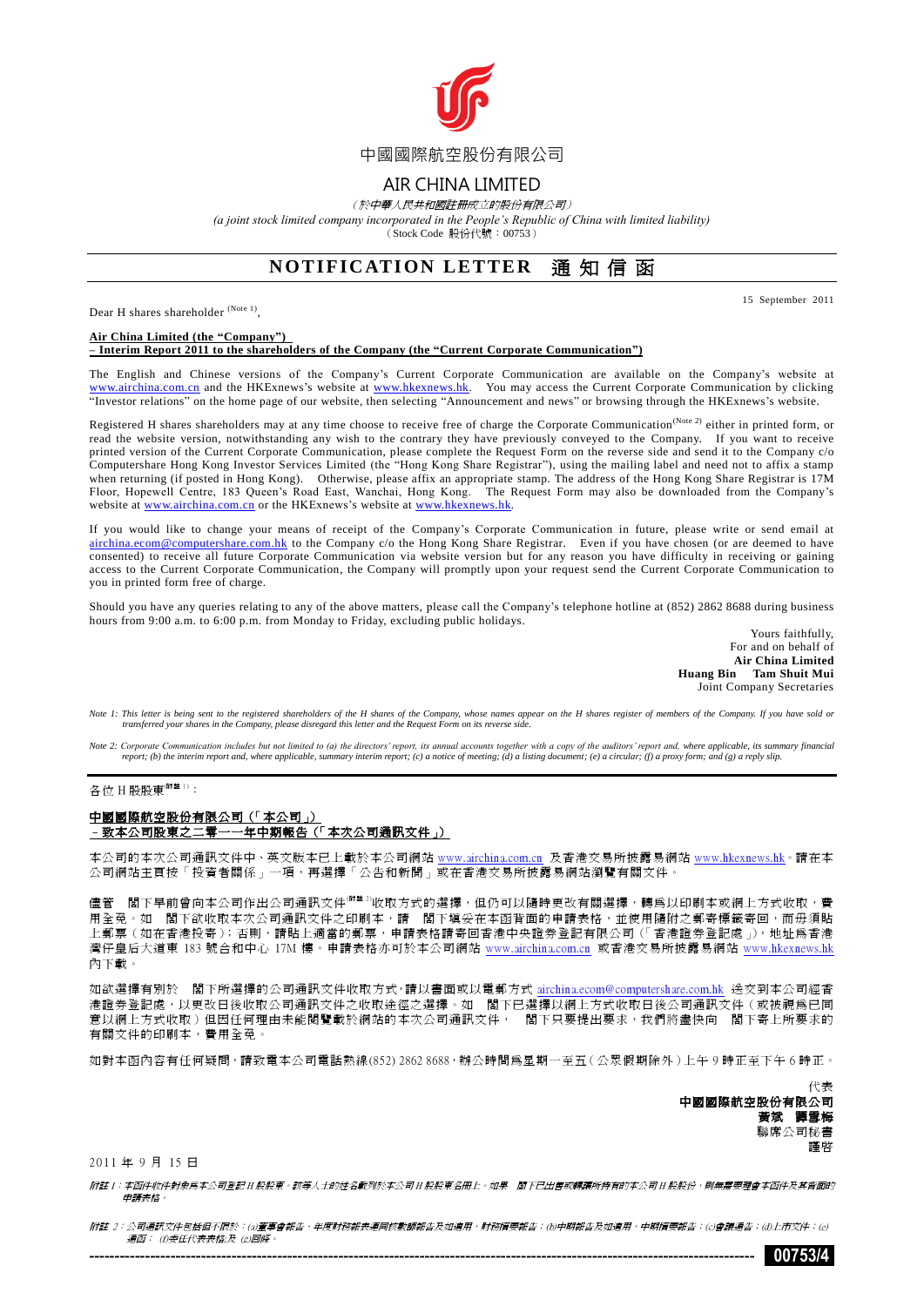中國國際航空股份有限公司

# AIR CHINA LIMITED

*（於中華人民共和國註冊成立的股份有限公司）*

*(a joint stock limited company incorporated in the People's Republic of China with limited liability)*

（Stock Code 股份代號：00753）

## NOTIFICATION LETTER 通知信函

15 September 2011

Dear H shares shareholder [Note 1],

**Air China Limited (the "Company")**
**– Interim Report 2011 to the shareholders of the Company (the "Current Corporate Communication")**

The English and Chinese versions of the Company's Current Corporate Communication are available on the Company's website at www.airchina.com.cn and the HKExnews's website at www.hkexnews.hk. You may access the Current Corporate Communication by clicking "Investor relations" on the home page of our website, then selecting "Announcement and news" or browsing through the HKExnews's website.

Registered H shares shareholders may at any time choose to receive free of charge the Corporate Communication[Note 2] either in printed form, or read the website version, notwithstanding any wish to the contrary they have previously conveyed to the Company. If you want to receive printed version of the Current Corporate Communication, please complete the Request Form on the reverse side and send it to the Company c/o Computershare Hong Kong Investor Services Limited (the "Hong Kong Share Registrar"), using the mailing label and need not to affix a stamp when returning (if posted in Hong Kong). Otherwise, please affix an appropriate stamp. The address of the Hong Kong Share Registrar is 17M Floor, Hopewell Centre, 183 Queen's Road East, Wanchai, Hong Kong. The Request Form may also be downloaded from the Company's website at www.airchina.com.cn or the HKExnews's website at www.hkexnews.hk.

If you would like to change your means of receipt of the Company's Corporate Communication in future, please write or send email at airchina.ecom@computershare.com.hk to the Company c/o the Hong Kong Share Registrar. Even if you have chosen (or are deemed to have consented) to receive all future Corporate Communication via website version but for any reason you have difficulty in receiving or gaining access to the Current Corporate Communication, the Company will promptly upon your request send the Current Corporate Communication to you in printed form free of charge.

Should you have any queries relating to any of the above matters, please call the Company's telephone hotline at (852) 2862 8688 during business hours from 9:00 a.m. to 6:00 p.m. from Monday to Friday, excluding public holidays.

Yours faithfully,
For and on behalf of
**Air China Limited**
**Huang Bin Tam Shuit Mui**
Joint Company Secretaries

*Note 1: This letter is being sent to the registered shareholders of the H shares of the Company, whose names appear on the H shares register of members of the Company. If you have sold or transferred your shares in the Company, please disregard this letter and the Request Form on its reverse side.*

*Note 2: Corporate Communication includes but not limited to (a) the directors' report, its annual accounts together with a copy of the auditors' report and, where applicable, its summary financial report; (b) the interim report and, where applicable, summary interim report; (c) a notice of meeting; (d) a listing document; (e) a circular; (f) a proxy form; and (g) a reply slip.*

---

各位H股股東[附註1]：

**中國國際航空股份有限公司（「本公司」）**
**－致本公司股東之二零一一年中期報告（「本次公司通訊文件」）**

本公司的本次公司通訊文件中、英文版本已上載於本公司網站 www.airchina.com.cn 及香港交易所披露易網站 www.hkexnews.hk。請在本公司網站主頁按「投資者關係」一項，再選擇「公告和新聞」或在香港交易所披露易網站瀏覽有關文件。

儘管 閣下早前曾向本公司作出公司通訊文件[附註2]收取方式的選擇，但仍可以隨時更改有關選擇，轉爲以印刷本或網上方式收取，費用全免。如 閣下欲收取本次公司通訊文件之印刷本，請 閣下填妥在本函背面的申請表格，並使用隨附之郵寄標籤寄回，而毋須貼上郵票（如在香港投寄）；否則，請貼上適當的郵票，申請表格請寄回香港中央證券登記有限公司（「香港證券登記處」），地址爲香港灣仔皇后大道東183號合和中心17M樓。申請表格亦可於本公司網站 www.airchina.com.cn 或香港交易所披露易網站 www.hkexnews.hk 內下載。

如欲選擇有別於 閣下所選擇的公司通訊文件收取方式，請以書面或以電郵方式 airchina.ecom@computershare.com.hk 送交到本公司經香港證券登記處，以更改日後收取公司通訊文件之收取途徑之選擇。如 閣下已選擇以網上方式收取日後公司通訊文件（或被視爲已同意以網上方式收取）但因任何理由未能閱覽載於網站的本次公司通訊文件， 閣下只要提出要求，我們將盡快向 閣下寄上所要求的有關文件的印刷本，費用全免。

如對本函內容有任何疑問，請致電本公司電話熱線(852) 2862 8688，辦公時間爲星期一至五（公眾假期除外）上午9時正至下午6時正。

代表
**中國國際航空股份有限公司**
**黃斌 譚雪梅**
聯席公司秘書
謹啓

2011年9月15日

*附註1：本函件收件對象爲本公司登記H股股東，該等人士的姓名載列於本公司H股股東名冊上。如果 閣下已出售或轉讓所持有的本公司H股股份，則無需要理會本函件及其背面的申請表格。*

*附註2：公司通訊文件包括但不限於：(a)董事會報告、年度財務報表連同核數師報告及如適用，財務摘要報告；(b)中期報告及如適用，中期摘要報告；(c)會議通告；(d)上市文件；(e)通函；(f)委任代表表格及(g)回條。*

00753/4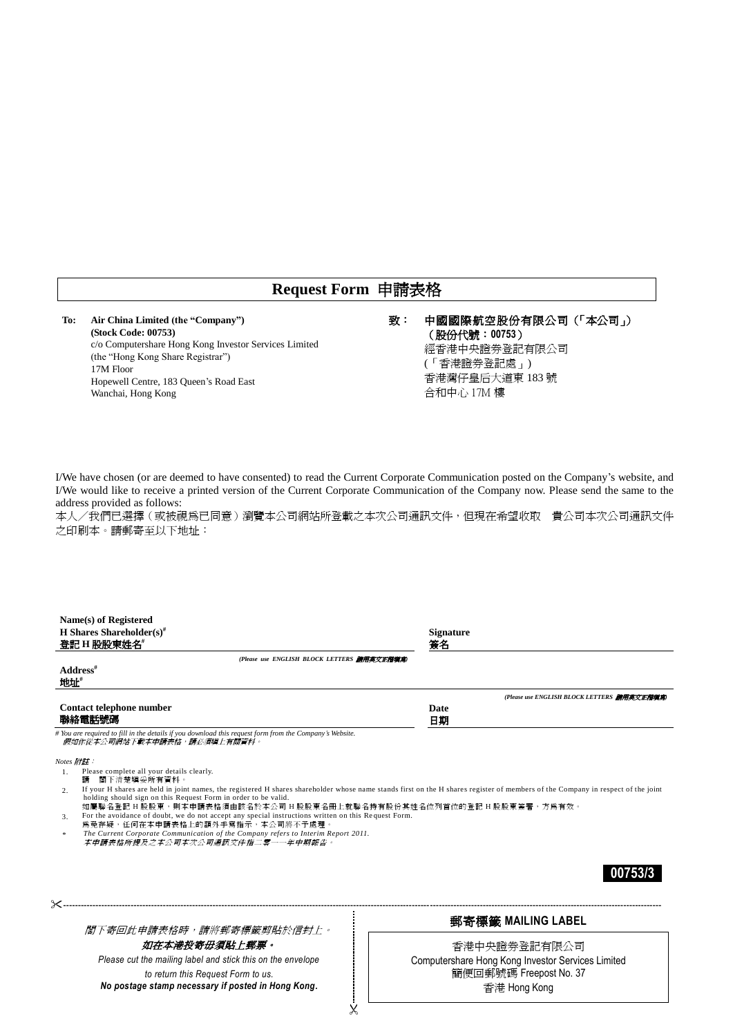# Request Form 申請表格

**To:** **Air China Limited (the "Company")**
**(Stock Code: 00753)**
c/o Computershare Hong Kong Investor Services Limited
(the "Hong Kong Share Registrar")
17M Floor
Hopewell Centre, 183 Queen's Road East
Wanchai, Hong Kong

**致：** **中國國際航空股份有限公司（「本公司」）**
**（股份代號：00753）**
經香港中央證券登記有限公司
（「香港證券登記處」）
香港灣仔皇后大道東 183 號
合和中心 17M 樓

I/We have chosen (or are deemed to have consented) to read the Current Corporate Communication posted on the Company's website, and I/We would like to receive a printed version of the Current Corporate Communication of the Company now. Please send the same to the address provided as follows:

本人／我們已選擇（或被視爲已同意）瀏覽本公司網站所登載之本次公司通訊文件，但現在希望收取 貴公司本次公司通訊文件之印刷本。請郵寄至以下地址：

| | |
|---|---|
| **Name(s) of Registered H Shares Shareholder(s)#** **登記 H 股股東姓名#** *(Please use ENGLISH BLOCK LETTERS 請用英文正楷填寫)* | **Signature 簽名** |
| **Address# 地址#** | *(Please use ENGLISH BLOCK LETTERS 請用英文正楷填寫)* |
| **Contact telephone number 聯絡電話號碼** | **Date 日期** |

*# You are required to fill in the details if you download this request form from the Company's Website.*
*假如你從本公司網站下載本申請表格，請必須填上有關資料。*

*Notes 附註：*

1. Please complete all your details clearly.
   請 閣下清楚填妥所有資料。
2. If your H shares are held in joint names, the registered H shares shareholder whose name stands first on the H shares register of members of the Company in respect of the joint holding should sign on this Request Form in order to be valid.
   如屬聯名登記 H 股股東，則本申請表格須由該名於本公司 H 股股東名冊上就聯名持有股份其姓名位列首位的登記 H 股股東簽署，方爲有效。
3. For the avoidance of doubt, we do not accept any special instructions written on this Request Form.
   爲免存疑，任何在本申請表格上的額外手寫指示，本公司將不予處理。

\* *The Current Corporate Communication of the Company refers to Interim Report 2011.*
*本申請表格所提及之本公司本次公司通訊文件指二零一一年中期報告。*

**00753/3**

---

*閣下寄回此申請表格時，請將郵寄標籤剪貼於信封上。*
***如在本港投寄毋須貼上郵票。***
*Please cut the mailing label and stick this on the envelope to return this Request Form to us.*
***No postage stamp necessary if posted in Hong Kong.***

**郵寄標籤 MAILING LABEL**

香港中央證券登記有限公司
Computershare Hong Kong Investor Services Limited
簡便回郵號碼 Freepost No. 37
香港 Hong Kong